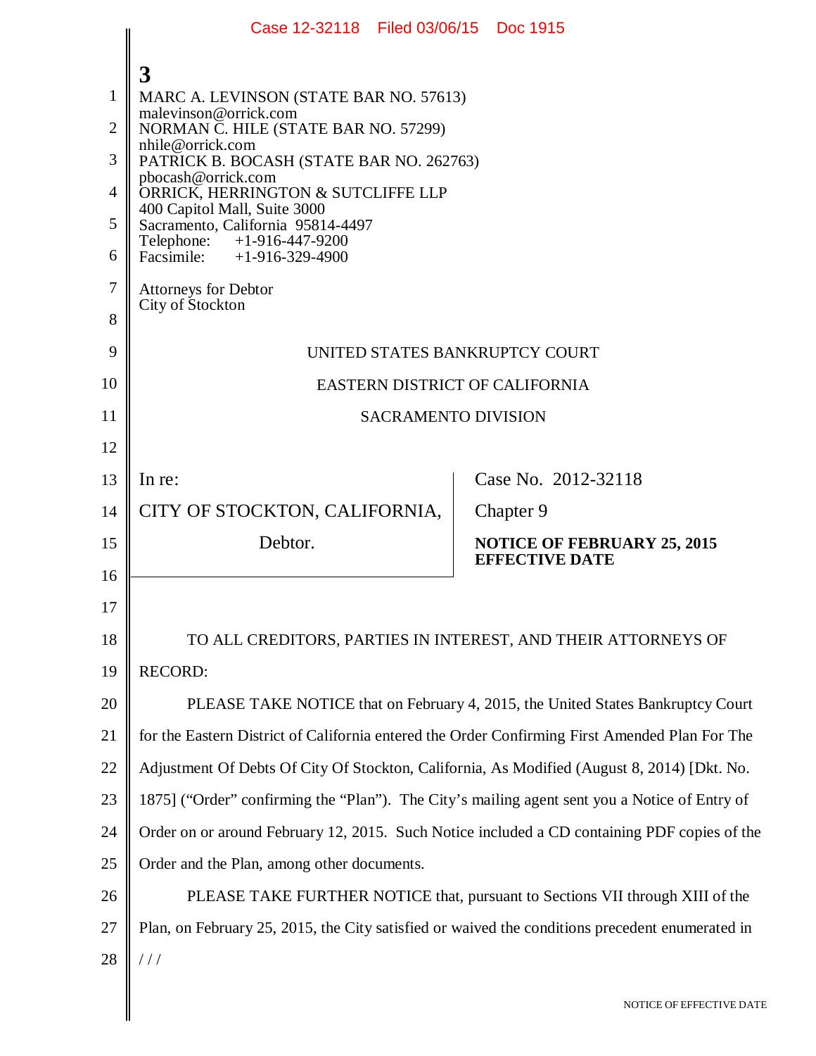MARC A. LEVINSON (STATE BAR NO. 57613)
malevinson@orrick.com
NORMAN C. HILE (STATE BAR NO. 57299)
nhile@orrick.com
PATRICK B. BOCASH (STATE BAR NO. 262763)
pbocash@orrick.com
ORRICK, HERRINGTON & SUTCLIFFE LLP
400 Capitol Mall, Suite 3000
Sacramento, California 95814-4497
Telephone: +1-916-447-9200
Facsimile: +1-916-329-4900

Attorneys for Debtor
City of Stockton

UNITED STATES BANKRUPTCY COURT

EASTERN DISTRICT OF CALIFORNIA

SACRAMENTO DIVISION

| In re: | Case No. 2012-32118 |
|---|---|
| CITY OF STOCKTON, CALIFORNIA, | Chapter 9 |
| Debtor. | **NOTICE OF FEBRUARY 25, 2015 EFFECTIVE DATE** |

TO ALL CREDITORS, PARTIES IN INTEREST, AND THEIR ATTORNEYS OF RECORD:

PLEASE TAKE NOTICE that on February 4, 2015, the United States Bankruptcy Court for the Eastern District of California entered the Order Confirming First Amended Plan For The Adjustment Of Debts Of City Of Stockton, California, As Modified (August 8, 2014) [Dkt. No. 1875] ("Order" confirming the "Plan"). The City's mailing agent sent you a Notice of Entry of Order on or around February 12, 2015. Such Notice included a CD containing PDF copies of the Order and the Plan, among other documents.

PLEASE TAKE FURTHER NOTICE that, pursuant to Sections VII through XIII of the Plan, on February 25, 2015, the City satisfied or waived the conditions precedent enumerated in

/ / /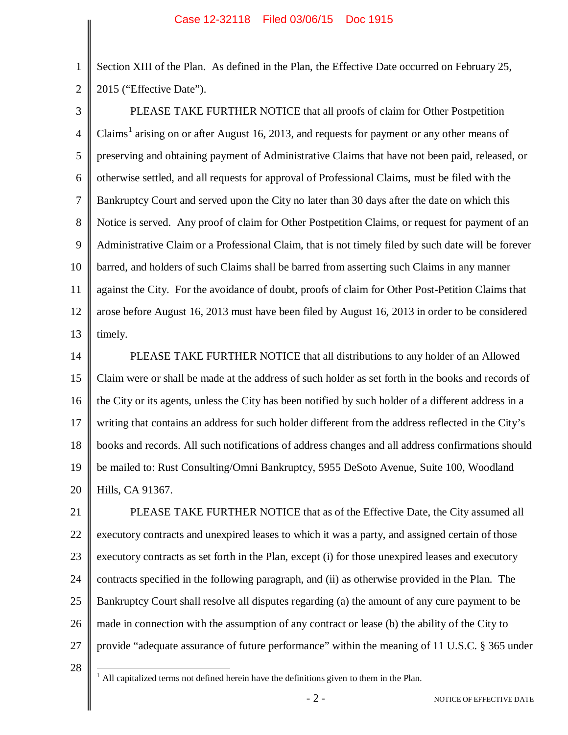Section XIII of the Plan. As defined in the Plan, the Effective Date occurred on February 25, 2015 ("Effective Date").

PLEASE TAKE FURTHER NOTICE that all proofs of claim for Other Postpetition Claims[1] arising on or after August 16, 2013, and requests for payment or any other means of preserving and obtaining payment of Administrative Claims that have not been paid, released, or otherwise settled, and all requests for approval of Professional Claims, must be filed with the Bankruptcy Court and served upon the City no later than 30 days after the date on which this Notice is served. Any proof of claim for Other Postpetition Claims, or request for payment of an Administrative Claim or a Professional Claim, that is not timely filed by such date will be forever barred, and holders of such Claims shall be barred from asserting such Claims in any manner against the City. For the avoidance of doubt, proofs of claim for Other Post-Petition Claims that arose before August 16, 2013 must have been filed by August 16, 2013 in order to be considered timely.

PLEASE TAKE FURTHER NOTICE that all distributions to any holder of an Allowed Claim were or shall be made at the address of such holder as set forth in the books and records of the City or its agents, unless the City has been notified by such holder of a different address in a writing that contains an address for such holder different from the address reflected in the City's books and records. All such notifications of address changes and all address confirmations should be mailed to: Rust Consulting/Omni Bankruptcy, 5955 DeSoto Avenue, Suite 100, Woodland Hills, CA 91367.

PLEASE TAKE FURTHER NOTICE that as of the Effective Date, the City assumed all executory contracts and unexpired leases to which it was a party, and assigned certain of those executory contracts as set forth in the Plan, except (i) for those unexpired leases and executory contracts specified in the following paragraph, and (ii) as otherwise provided in the Plan. The Bankruptcy Court shall resolve all disputes regarding (a) the amount of any cure payment to be made in connection with the assumption of any contract or lease (b) the ability of the City to provide "adequate assurance of future performance" within the meaning of 11 U.S.C. § 365 under

[1] All capitalized terms not defined herein have the definitions given to them in the Plan.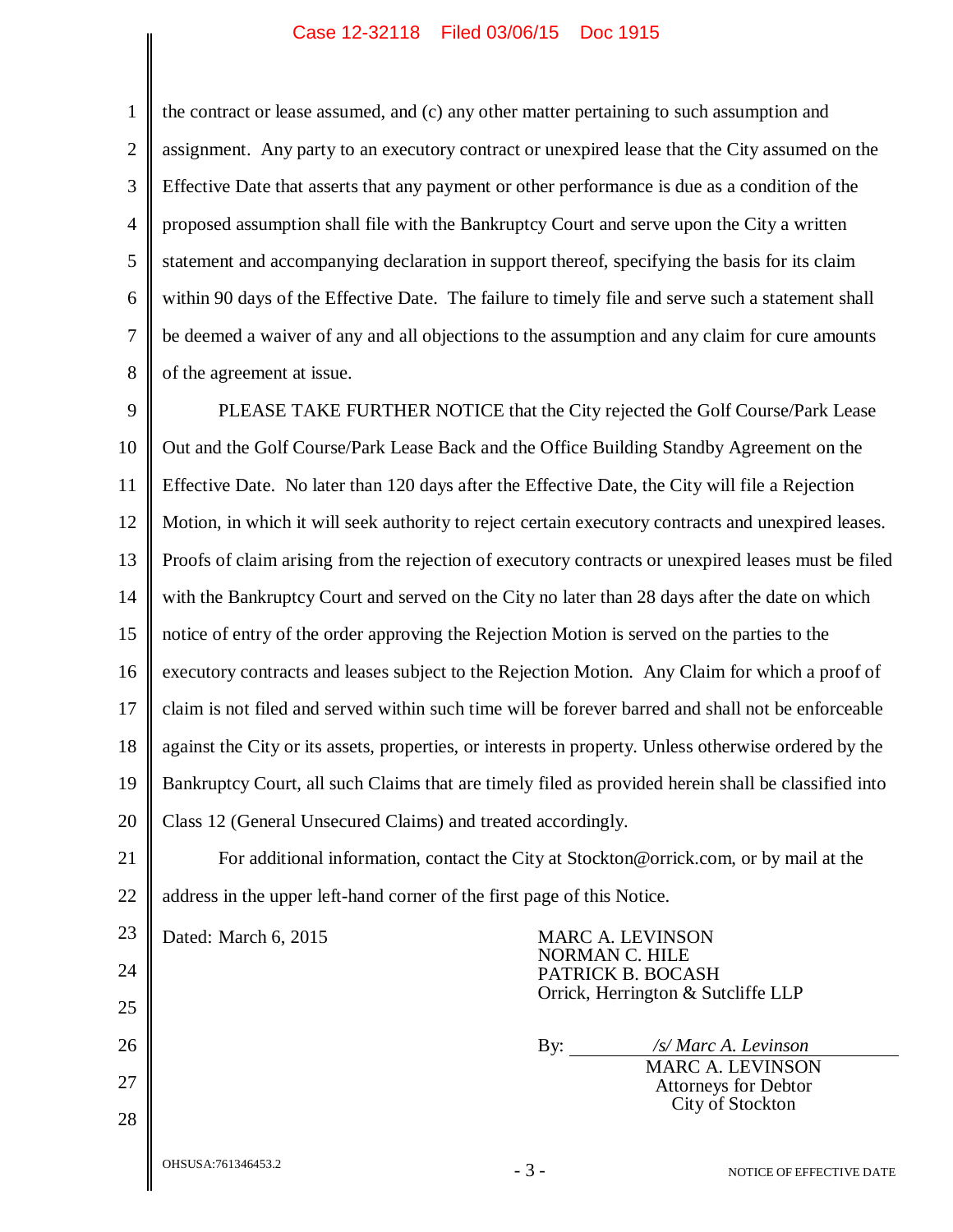the contract or lease assumed, and (c) any other matter pertaining to such assumption and assignment. Any party to an executory contract or unexpired lease that the City assumed on the Effective Date that asserts that any payment or other performance is due as a condition of the proposed assumption shall file with the Bankruptcy Court and serve upon the City a written statement and accompanying declaration in support thereof, specifying the basis for its claim within 90 days of the Effective Date. The failure to timely file and serve such a statement shall be deemed a waiver of any and all objections to the assumption and any claim for cure amounts of the agreement at issue.

PLEASE TAKE FURTHER NOTICE that the City rejected the Golf Course/Park Lease Out and the Golf Course/Park Lease Back and the Office Building Standby Agreement on the Effective Date. No later than 120 days after the Effective Date, the City will file a Rejection Motion, in which it will seek authority to reject certain executory contracts and unexpired leases. Proofs of claim arising from the rejection of executory contracts or unexpired leases must be filed with the Bankruptcy Court and served on the City no later than 28 days after the date on which notice of entry of the order approving the Rejection Motion is served on the parties to the executory contracts and leases subject to the Rejection Motion. Any Claim for which a proof of claim is not filed and served within such time will be forever barred and shall not be enforceable against the City or its assets, properties, or interests in property. Unless otherwise ordered by the Bankruptcy Court, all such Claims that are timely filed as provided herein shall be classified into Class 12 (General Unsecured Claims) and treated accordingly.

For additional information, contact the City at Stockton@orrick.com, or by mail at the address in the upper left-hand corner of the first page of this Notice.

Dated: March 6, 2015

MARC A. LEVINSON
NORMAN C. HILE
PATRICK B. BOCASH
Orrick, Herrington & Sutcliffe LLP

By: */s/ Marc A. Levinson*
MARC A. LEVINSON
Attorneys for Debtor
City of Stockton